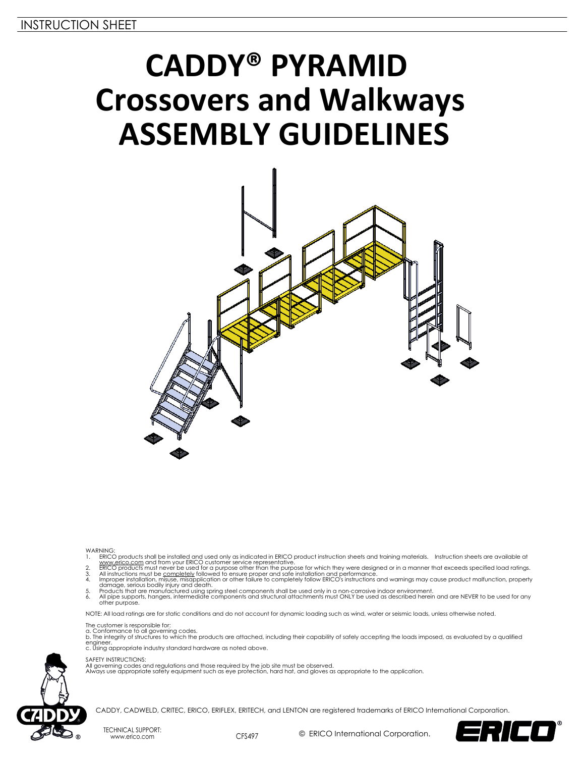INSTRUCTION SHEET

# CADDY® PYRAMID Crossovers and Walkways ASSEMBLY GUIDELINES

WARNING:

1. ERICO products shall be installed and used only as indicated in ERICO product instruction sheets and training materials. Instruction sheets are available at www.erico.com and from your ERICO customer service representative.
2. ERICO products must never be used for a purpose other than the purpose for which they were designed or in a manner that exceeds specified load ratings.
3. All instructions must be completely followed to ensure proper and safe installation and performance.
4. Improper installation, misuse, misapplication or other failure to completely follow ERICO's instructions and warnings may cause product malfunction, property damage, serious bodily injury and death.
5. Products that are manufactured using spring steel components shall be used only in a non-corrosive indoor environment.
6. All pipe supports, hangers, intermediate components and structural attachments must ONLY be used as described herein and are NEVER to be used for any other purpose.

NOTE: All load ratings are for static conditions and do not account for dynamic loading such as wind, water or seismic loads, unless otherwise noted.

The customer is responsible for:
a. Conformance to all governing codes.
b. The integrity of structures to which the products are attached, including their capability of safely accepting the loads imposed, as evaluated by a qualified engineer.
c. Using appropriate industry standard hardware as noted above.

SAFETY INSTRUCTIONS:
All governing codes and regulations and those required by the job site must be observed.
Always use appropriate safety equipment such as eye protection, hard hat, and gloves as appropriate to the application.

CADDY, CADWELD, CRITEC, ERICO, ERIFLEX, ERITECH, and LENTON are registered trademarks of ERICO International Corporation.

TECHNICAL SUPPORT:
www.erico.com

CFS497

© ERICO International Corporation.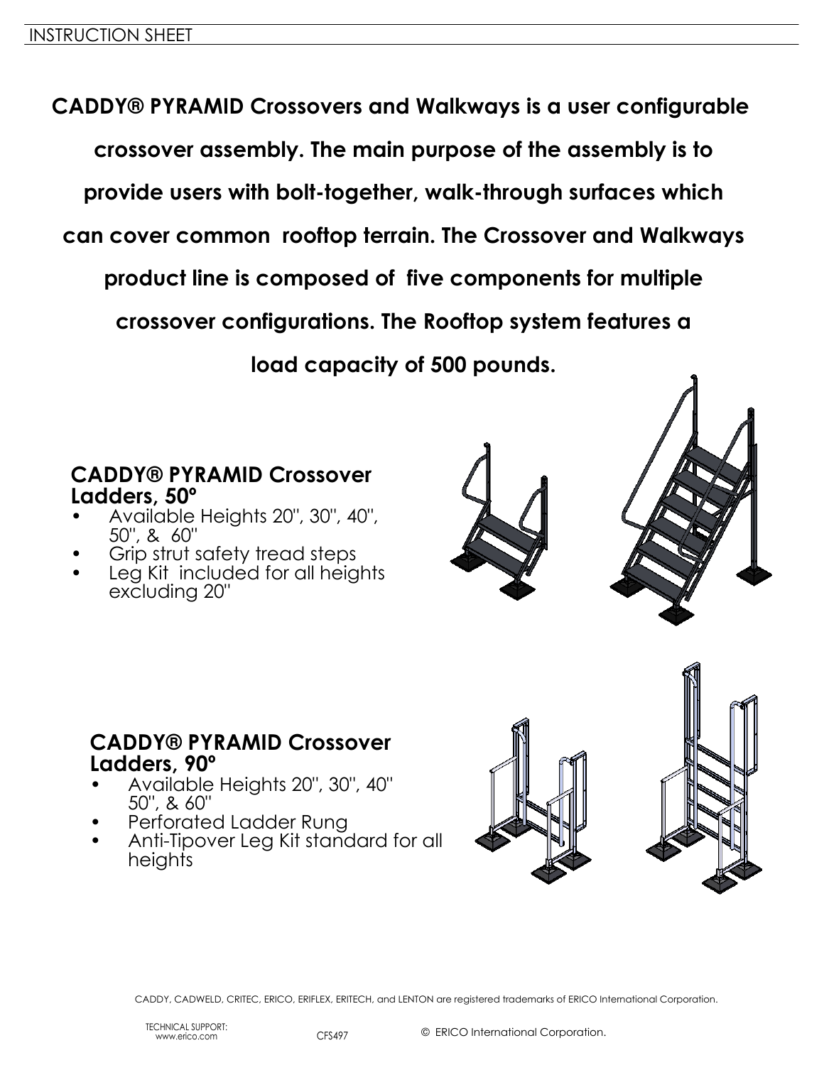**CADDY® PYRAMID Crossovers and Walkways is a user configurable crossover assembly. The main purpose of the assembly is to provide users with bolt-together, walk-through surfaces which can cover common rooftop terrain. The Crossover and Walkways product line is composed of five components for multiple crossover configurations. The Rooftop system features a load capacity of 500 pounds.**

## CADDY® PYRAMID Crossover Ladders, 50º

- Available Heights 20", 30", 40", 50", & 60"
- Grip strut safety tread steps
- Leg Kit included for all heights excluding 20"

## CADDY® PYRAMID Crossover Ladders, 90º

- Available Heights 20", 30", 40" 50", & 60"
- Perforated Ladder Rung
- Anti-Tipover Leg Kit standard for all heights

CADDY, CADWELD, CRITEC, ERICO, ERIFLEX, ERITECH, and LENTON are registered trademarks of ERICO International Corporation.

TECHNICAL SUPPORT: www.erico.com

CFS497

© ERICO International Corporation.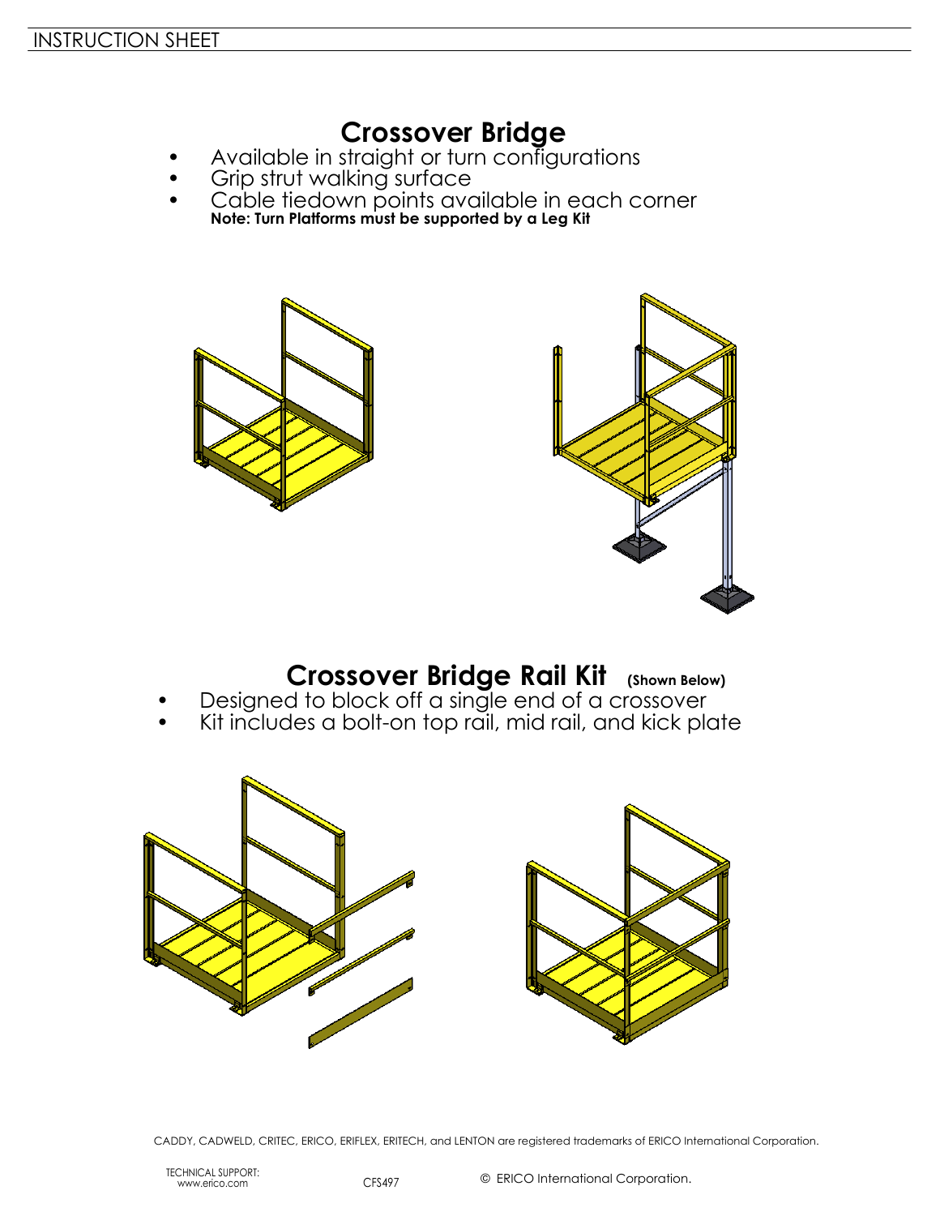# Crossover Bridge

- Available in straight or turn configurations
- Grip strut walking surface
- Cable tiedown points available in each corner

**Note: Turn Platforms must be supported by a Leg Kit**

# Crossover Bridge Rail Kit **(Shown Below)**

- Designed to block off a single end of a crossover
- Kit includes a bolt-on top rail, mid rail, and kick plate

CADDY, CADWELD, CRITEC, ERICO, ERIFLEX, ERITECH, and LENTON are registered trademarks of ERICO International Corporation.

TECHNICAL SUPPORT:
www.erico.com

CFS497

© ERICO International Corporation.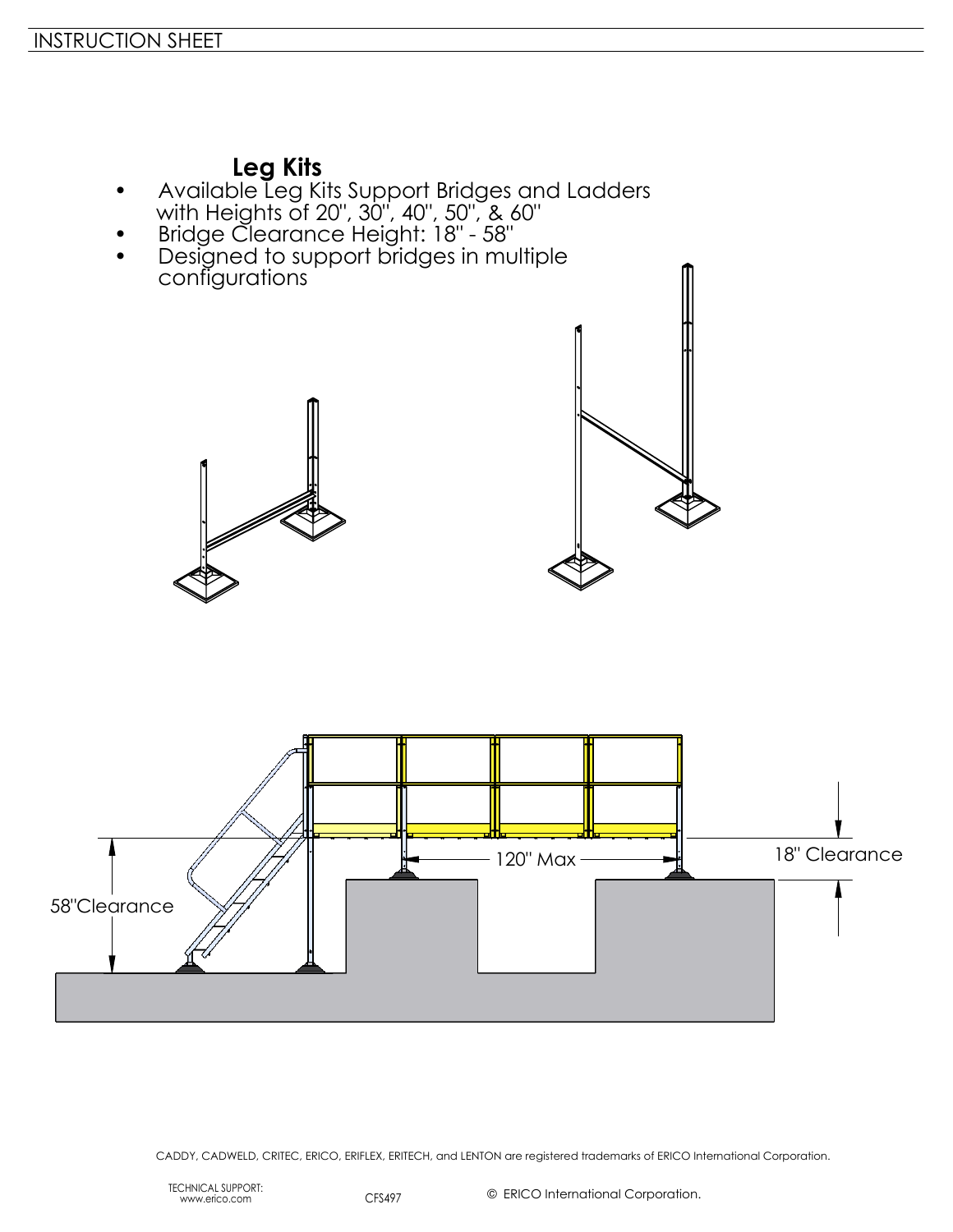## Leg Kits

- Available Leg Kits Support Bridges and Ladders with Heights of 20", 30", 40", 50", & 60"
- Bridge Clearance Height: 18" - 58"
- Designed to support bridges in multiple configurations

120" Max

18" Clearance

58"Clearance

CADDY, CADWELD, CRITEC, ERICO, ERIFLEX, ERITECH, and LENTON are registered trademarks of ERICO International Corporation.

TECHNICAL SUPPORT:
www.erico.com

CFS497

© ERICO International Corporation.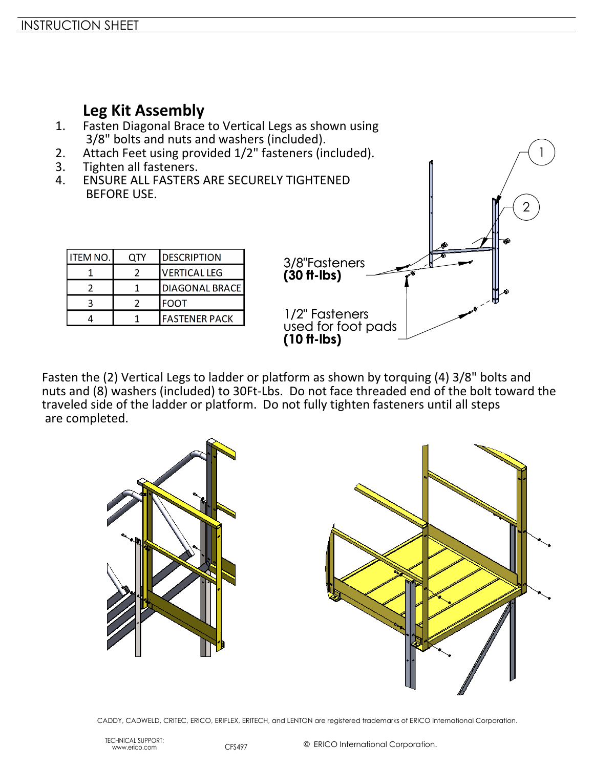## Leg Kit Assembly

1. Fasten Diagonal Brace to Vertical Legs as shown using 3/8" bolts and nuts and washers (included).
2. Attach Feet using provided 1/2" fasteners (included).
3. Tighten all fasteners.
4. ENSURE ALL FASTERS ARE SECURELY TIGHTENED BEFORE USE.

| ITEM NO. | QTY | DESCRIPTION |
|---|---|---|
| 1 | 2 | VERTICAL LEG |
| 2 | 1 | DIAGONAL BRACE |
| 3 | 2 | FOOT |
| 4 | 1 | FASTENER PACK |

3/8"Fasteners
**(30 ft-lbs)**

1/2" Fasteners used for foot pads
**(10 ft-lbs)**

Fasten the (2) Vertical Legs to ladder or platform as shown by torquing (4) 3/8" bolts and nuts and (8) washers (included) to 30Ft-Lbs. Do not face threaded end of the bolt toward the traveled side of the ladder or platform. Do not fully tighten fasteners until all steps are completed.

CADDY, CADWELD, CRITEC, ERICO, ERIFLEX, ERITECH, and LENTON are registered trademarks of ERICO International Corporation.

TECHNICAL SUPPORT:
www.erico.com

CFS497

© ERICO International Corporation.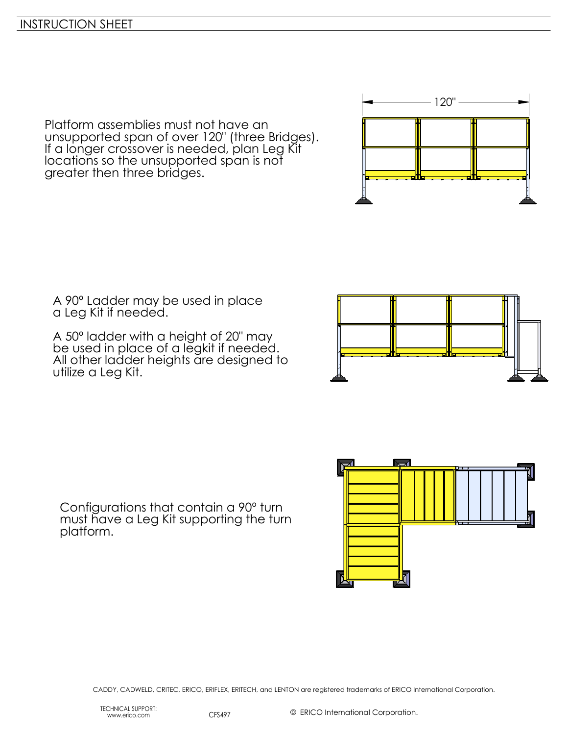Platform assemblies must not have an unsupported span of over 120" (three Bridges). If a longer crossover is needed, plan Leg Kit locations so the unsupported span is not greater then three bridges.

120"

A 90° Ladder may be used in place a Leg Kit if needed.

A 50° ladder with a height of 20" may be used in place of a legkit if needed. All other ladder heights are designed to utilize a Leg Kit.

Configurations that contain a 90° turn must have a Leg Kit supporting the turn platform.

CADDY, CADWELD, CRITEC, ERICO, ERIFLEX, ERITECH, and LENTON are registered trademarks of ERICO International Corporation.

TECHNICAL SUPPORT:
www.erico.com

CFS497

© ERICO International Corporation.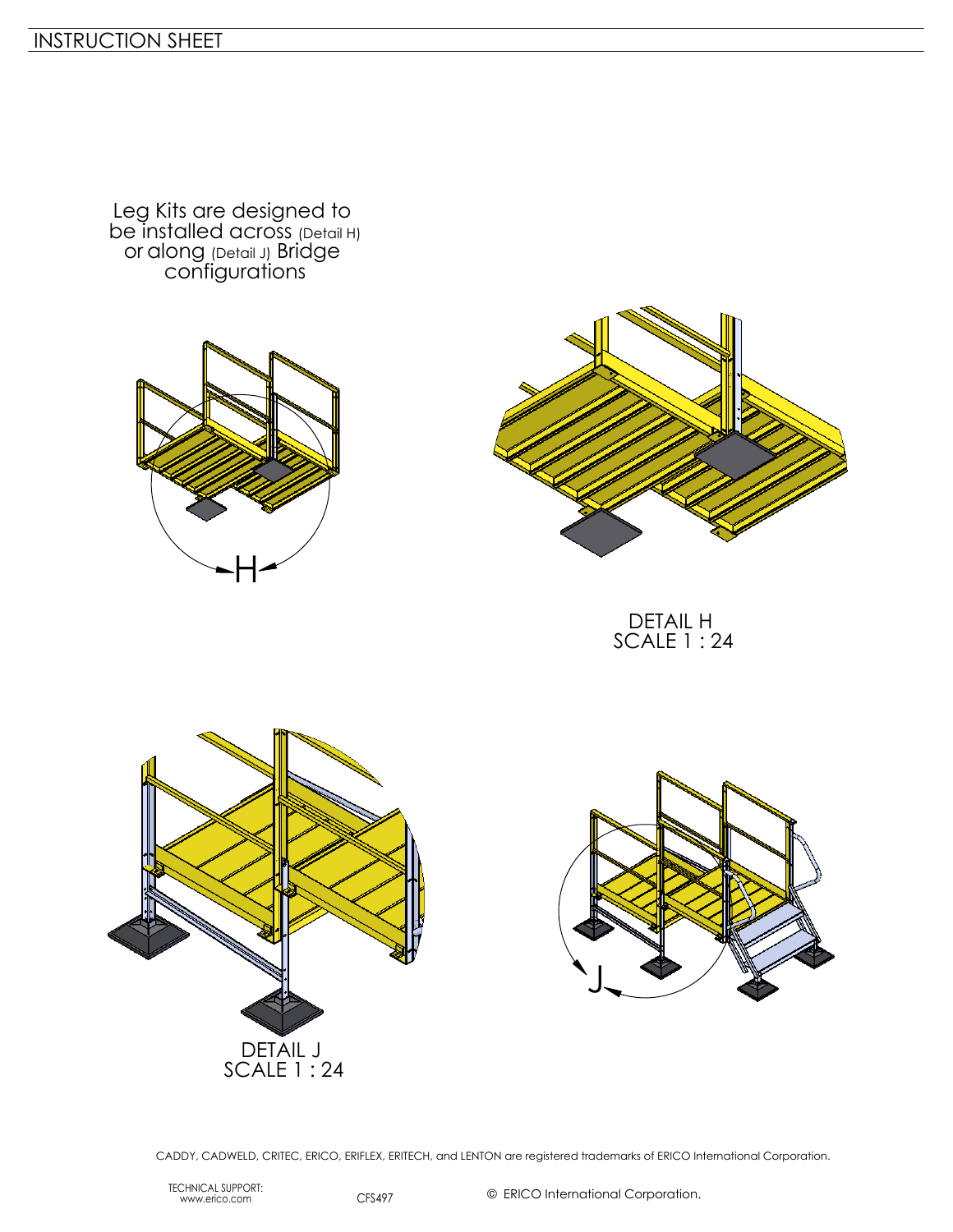Leg Kits are designed to be installed across (Detail H) or along (Detail J) Bridge configurations

H

DETAIL H
SCALE 1 : 24

DETAIL J
SCALE 1 : 24

J

CADDY, CADWELD, CRITEC, ERICO, ERIFLEX, ERITECH, and LENTON are registered trademarks of ERICO International Corporation.

TECHNICAL SUPPORT:
www.erico.com

CFS497

© ERICO International Corporation.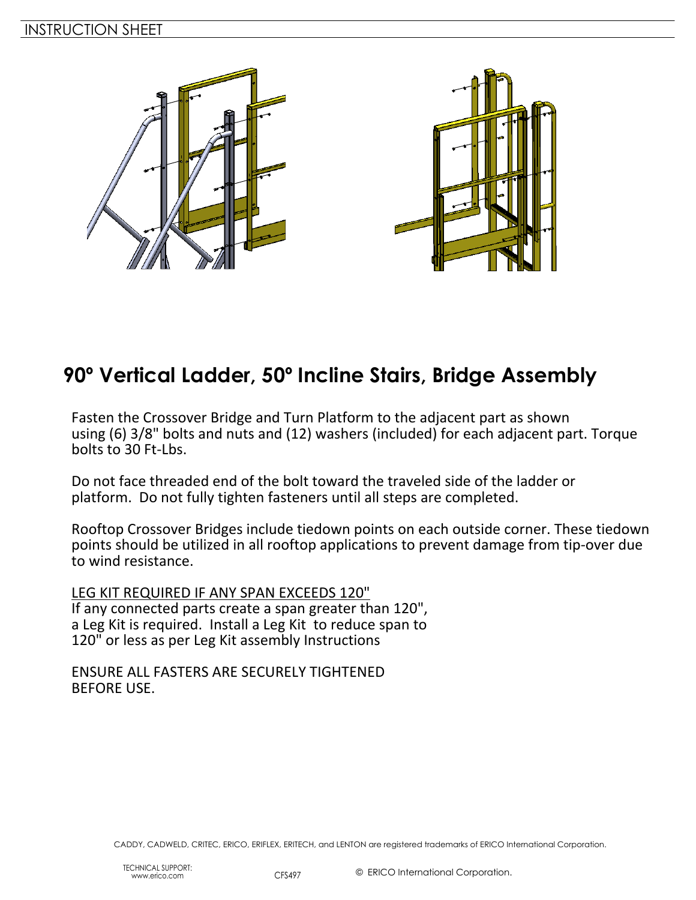# 90° Vertical Ladder, 50° Incline Stairs, Bridge Assembly

Fasten the Crossover Bridge and Turn Platform to the adjacent part as shown using (6) 3/8" bolts and nuts and (12) washers (included) for each adjacent part. Torque bolts to 30 Ft-Lbs.

Do not face threaded end of the bolt toward the traveled side of the ladder or platform. Do not fully tighten fasteners until all steps are completed.

Rooftop Crossover Bridges include tiedown points on each outside corner. These tiedown points should be utilized in all rooftop applications to prevent damage from tip-over due to wind resistance.

LEG KIT REQUIRED IF ANY SPAN EXCEEDS 120"
If any connected parts create a span greater than 120", a Leg Kit is required. Install a Leg Kit to reduce span to 120" or less as per Leg Kit assembly Instructions

ENSURE ALL FASTERS ARE SECURELY TIGHTENED BEFORE USE.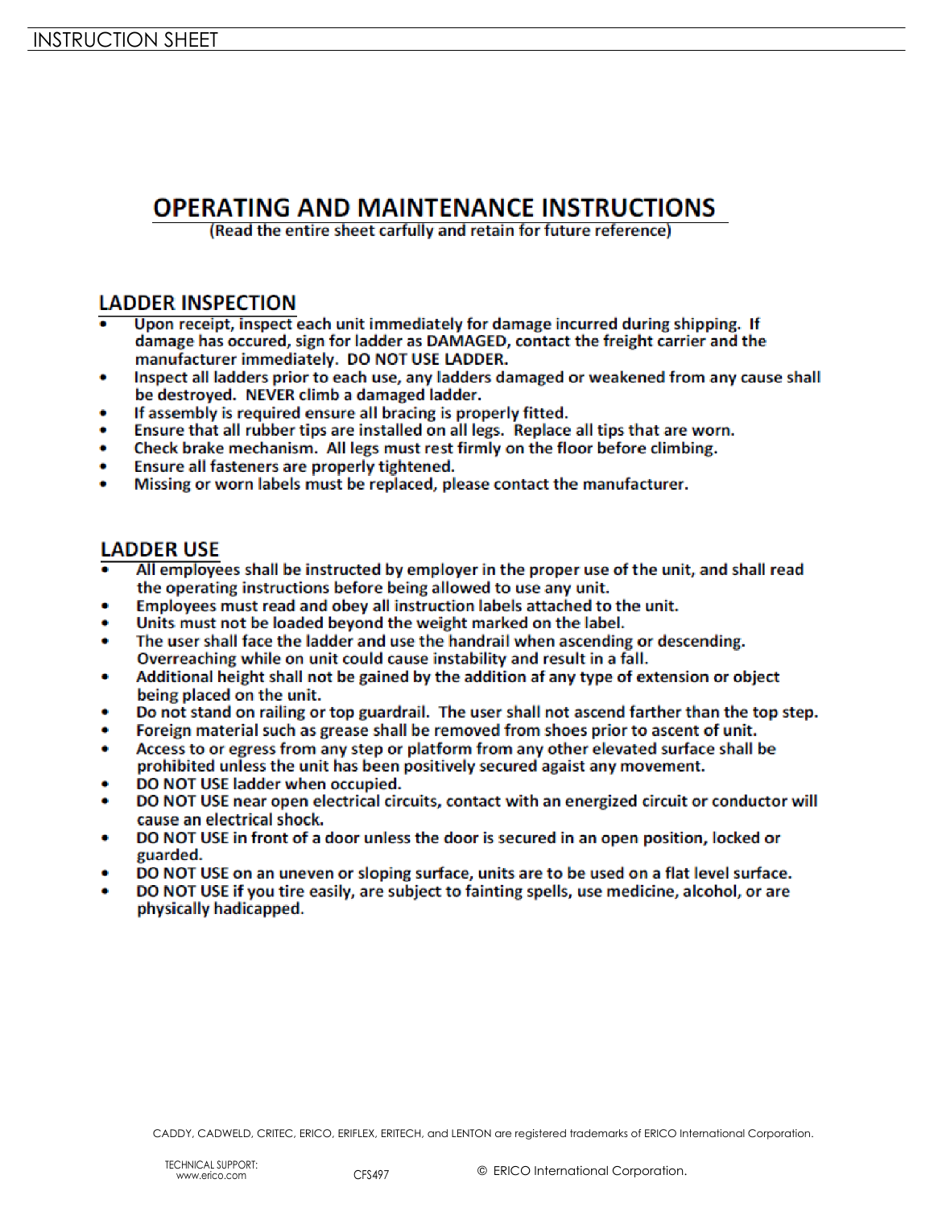# OPERATING AND MAINTENANCE INSTRUCTIONS

(Read the entire sheet carfully and retain for future reference)

## LADDER INSPECTION

- Upon receipt, inspect each unit immediately for damage incurred during shipping. If damage has occured, sign for ladder as DAMAGED, contact the freight carrier and the manufacturer immediately. DO NOT USE LADDER.
- Inspect all ladders prior to each use, any ladders damaged or weakened from any cause shall be destroyed. NEVER climb a damaged ladder.
- If assembly is required ensure all bracing is properly fitted.
- Ensure that all rubber tips are installed on all legs. Replace all tips that are worn.
- Check brake mechanism. All legs must rest firmly on the floor before climbing.
- Ensure all fasteners are properly tightened.
- Missing or worn labels must be replaced, please contact the manufacturer.

## LADDER USE

- All employees shall be instructed by employer in the proper use of the unit, and shall read the operating instructions before being allowed to use any unit.
- Employees must read and obey all instruction labels attached to the unit.
- Units must not be loaded beyond the weight marked on the label.
- The user shall face the ladder and use the handrail when ascending or descending. Overreaching while on unit could cause instability and result in a fall.
- Additional height shall not be gained by the addition af any type of extension or object being placed on the unit.
- Do not stand on railing or top guardrail. The user shall not ascend farther than the top step.
- Foreign material such as grease shall be removed from shoes prior to ascent of unit.
- Access to or egress from any step or platform from any other elevated surface shall be prohibited unless the unit has been positively secured agaist any movement.
- DO NOT USE ladder when occupied.
- DO NOT USE near open electrical circuits, contact with an energized circuit or conductor will cause an electrical shock.
- DO NOT USE in front of a door unless the door is secured in an open position, locked or guarded.
- DO NOT USE on an uneven or sloping surface, units are to be used on a flat level surface.
- DO NOT USE if you tire easily, are subject to fainting spells, use medicine, alcohol, or are physically hadicapped.

CADDY, CADWELD, CRITEC, ERICO, ERIFLEX, ERITECH, and LENTON are registered trademarks of ERICO International Corporation.

TECHNICAL SUPPORT:
www.erico.com

CFS497

© ERICO International Corporation.